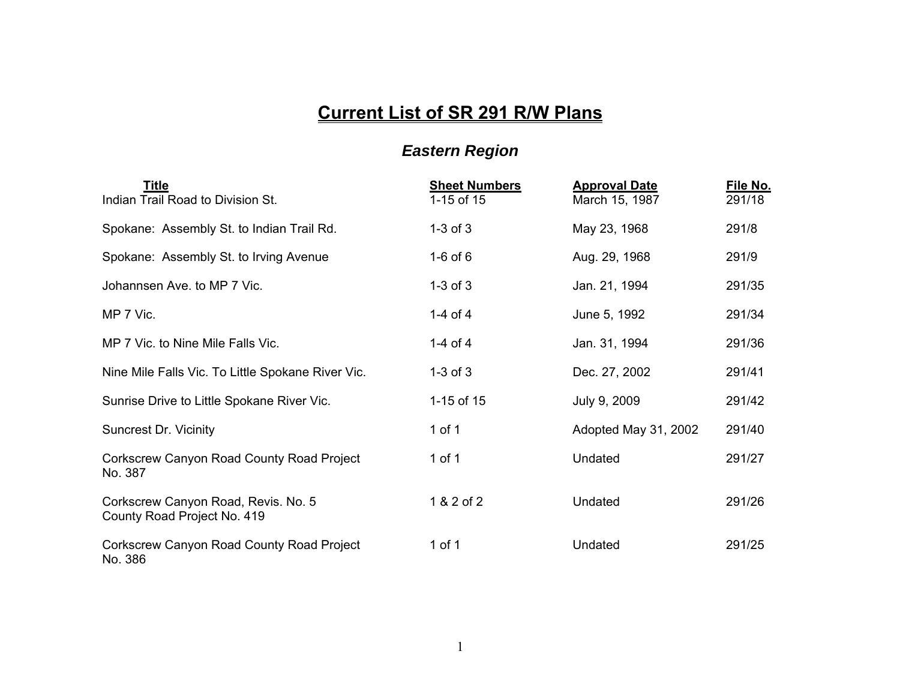# Current List of SR 291 R/W Plans

## *Eastern Region*

| Title | Sheet Numbers | Approval Date | File No. |
|---|---|---|---|
| Indian Trail Road to Division St. | 1-15 of 15 | March 15, 1987 | 291/18 |
| Spokane:  Assembly St. to Indian Trail Rd. | 1-3 of 3 | May 23, 1968 | 291/8 |
| Spokane:  Assembly St. to Irving Avenue | 1-6 of 6 | Aug. 29, 1968 | 291/9 |
| Johannsen Ave. to MP 7 Vic. | 1-3 of 3 | Jan. 21, 1994 | 291/35 |
| MP 7 Vic. | 1-4 of 4 | June 5, 1992 | 291/34 |
| MP 7 Vic. to Nine Mile Falls Vic. | 1-4 of 4 | Jan. 31, 1994 | 291/36 |
| Nine Mile Falls Vic. To Little Spokane River Vic. | 1-3 of 3 | Dec. 27, 2002 | 291/41 |
| Sunrise Drive to Little Spokane River Vic. | 1-15 of 15 | July 9, 2009 | 291/42 |
| Suncrest Dr. Vicinity | 1 of 1 | Adopted May 31, 2002 | 291/40 |
| Corkscrew Canyon Road County Road Project No. 387 | 1 of 1 | Undated | 291/27 |
| Corkscrew Canyon Road, Revis. No. 5 County Road Project No. 419 | 1 & 2 of 2 | Undated | 291/26 |
| Corkscrew Canyon Road County Road Project No. 386 | 1 of 1 | Undated | 291/25 |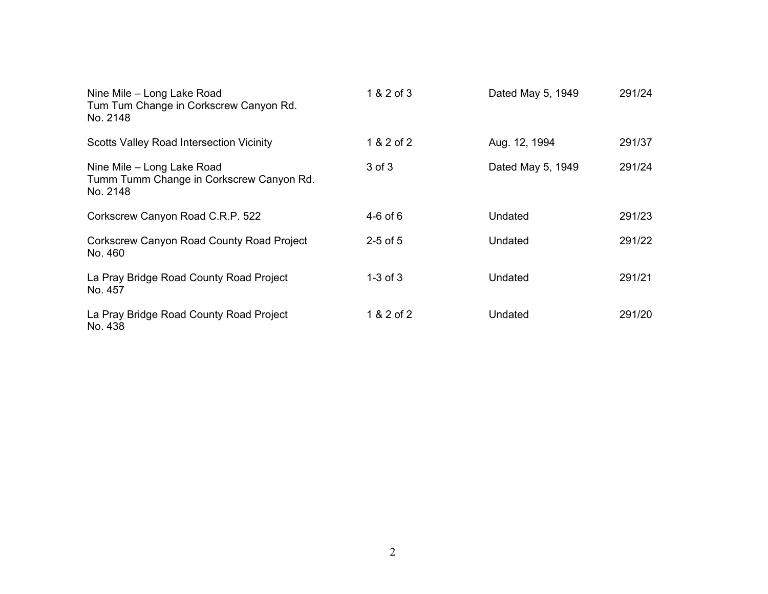| | | | |
|---|---|---|---|
| Nine Mile – Long Lake Road Tum Tum Change in Corkscrew Canyon Rd. No. 2148 | 1 & 2 of 3 | Dated May 5, 1949 | 291/24 |
| Scotts Valley Road Intersection Vicinity | 1 & 2 of 2 | Aug. 12, 1994 | 291/37 |
| Nine Mile – Long Lake Road Tumm Tumm Change in Corkscrew Canyon Rd. No. 2148 | 3 of 3 | Dated May 5, 1949 | 291/24 |
| Corkscrew Canyon Road C.R.P. 522 | 4-6 of 6 | Undated | 291/23 |
| Corkscrew Canyon Road County Road Project No. 460 | 2-5 of 5 | Undated | 291/22 |
| La Pray Bridge Road County Road Project No. 457 | 1-3 of 3 | Undated | 291/21 |
| La Pray Bridge Road County Road Project No. 438 | 1 & 2 of 2 | Undated | 291/20 |